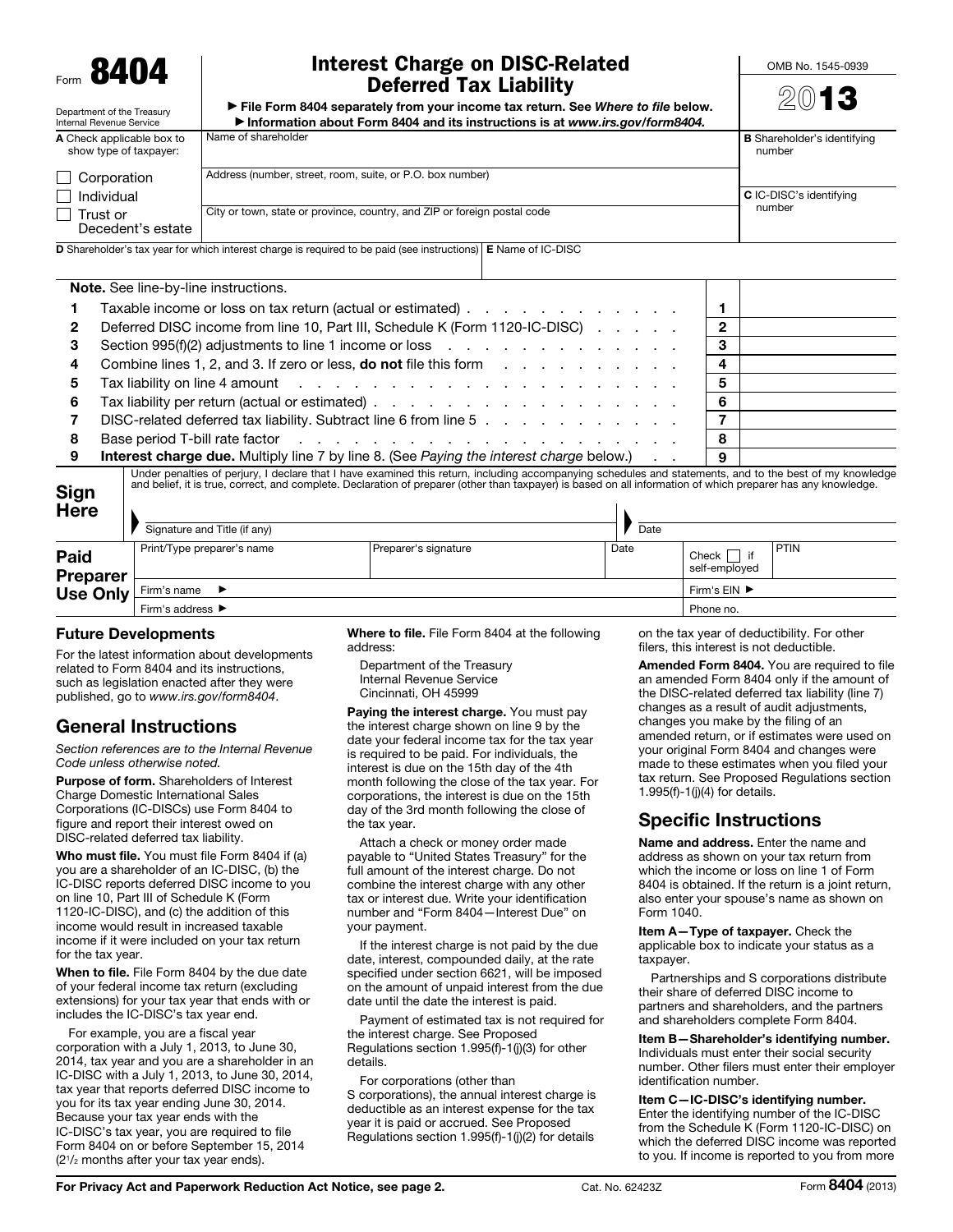# Form 8404

**Interest Charge on DISC-Related Deferred Tax Liability**

Department of the Treasury
Internal Revenue Service

▶ File Form 8404 separately from your income tax return. See *Where to file* below.
▶ Information about Form 8404 and its instructions is at *www.irs.gov/form8404.*

OMB No. 1545-0939

2013

| A Check applicable box to show type of taxpayer: | Name of shareholder | B Shareholder's identifying number |
|---|---|---|
| ☐ Corporation | Address (number, street, room, suite, or P.O. box number) | |
| ☐ Individual | | C IC-DISC's identifying number |
| ☐ Trust or Decedent's estate | City or town, state or province, country, and ZIP or foreign postal code | |

| D Shareholder's tax year for which interest charge is required to be paid (see instructions) | E Name of IC-DISC |
|---|---|
| | |

**Note.** See line-by-line instructions.

| | | | |
|---|---|---|---|
| 1 | Taxable income or loss on tax return (actual or estimated) | 1 | |
| 2 | Deferred DISC income from line 10, Part III, Schedule K (Form 1120-IC-DISC) | 2 | |
| 3 | Section 995(f)(2) adjustments to line 1 income or loss | 3 | |
| 4 | Combine lines 1, 2, and 3. If zero or less, **do not** file this form | 4 | |
| 5 | Tax liability on line 4 amount | 5 | |
| 6 | Tax liability per return (actual or estimated) | 6 | |
| 7 | DISC-related deferred tax liability. Subtract line 6 from line 5 | 7 | |
| 8 | Base period T-bill rate factor | 8 | |
| 9 | **Interest charge due.** Multiply line 7 by line 8. (See *Paying the interest charge* below.) | 9 | |

**Sign Here**

Under penalties of perjury, I declare that I have examined this return, including accompanying schedules and statements, and to the best of my knowledge and belief, it is true, correct, and complete. Declaration of preparer (other than taxpayer) is based on all information of which preparer has any knowledge.

Signature and Title (if any) | Date

**Paid Preparer Use Only**

| Print/Type preparer's name | Preparer's signature | Date | Check ☐ if self-employed | PTIN |
|---|---|---|---|---|
| Firm's name ▶ | | | Firm's EIN ▶ | |
| Firm's address ▶ | | | Phone no. | |

## Future Developments

For the latest information about developments related to Form 8404 and its instructions, such as legislation enacted after they were published, go to *www.irs.gov/form8404*.

## General Instructions

*Section references are to the Internal Revenue Code unless otherwise noted.*

**Purpose of form.** Shareholders of Interest Charge Domestic International Sales Corporations (IC-DISCs) use Form 8404 to figure and report their interest owed on DISC-related deferred tax liability.

**Who must file.** You must file Form 8404 if (a) you are a shareholder of an IC-DISC, (b) the IC-DISC reports deferred DISC income to you on line 10, Part III of Schedule K (Form 1120-IC-DISC), and (c) the addition of this income would result in increased taxable income if it were included on your tax return for the tax year.

**When to file.** File Form 8404 by the due date of your federal income tax return (excluding extensions) for your tax year that ends with or includes the IC-DISC's tax year end.

For example, you are a fiscal year corporation with a July 1, 2013, to June 30, 2014, tax year and you are a shareholder in an IC-DISC with a July 1, 2013, to June 30, 2014, tax year that reports deferred DISC income to you for its tax year ending June 30, 2014. Because your tax year ends with the IC-DISC's tax year, you are required to file Form 8404 on or before September 15, 2014 (2½ months after your tax year ends).

**Where to file.** File Form 8404 at the following address:

Department of the Treasury
Internal Revenue Service
Cincinnati, OH 45999

**Paying the interest charge.** You must pay the interest charge shown on line 9 by the date your federal income tax for the tax year is required to be paid. For individuals, the interest is due on the 15th day of the 4th month following the close of the tax year. For corporations, the interest is due on the 15th day of the 3rd month following the close of the tax year.

Attach a check or money order made payable to "United States Treasury" for the full amount of the interest charge. Do not combine the interest charge with any other tax or interest due. Write your identification number and "Form 8404—Interest Due" on your payment.

If the interest charge is not paid by the due date, interest, compounded daily, at the rate specified under section 6621, will be imposed on the amount of unpaid interest from the due date until the date the interest is paid.

Payment of estimated tax is not required for the interest charge. See Proposed Regulations section 1.995(f)-1(j)(3) for other details.

For corporations (other than S corporations), the annual interest charge is deductible as an interest expense for the tax year it is paid or accrued. See Proposed Regulations section 1.995(f)-1(j)(2) for details on the tax year of deductibility. For other filers, this interest is not deductible.

**Amended Form 8404.** You are required to file an amended Form 8404 only if the amount of the DISC-related deferred tax liability (line 7) changes as a result of audit adjustments, changes you make by the filing of an amended return, or if estimates were used on your original Form 8404 and changes were made to these estimates when you filed your tax return. See Proposed Regulations section 1.995(f)-1(j)(4) for details.

## Specific Instructions

**Name and address.** Enter the name and address as shown on your tax return from which the income or loss on line 1 of Form 8404 is obtained. If the return is a joint return, also enter your spouse's name as shown on Form 1040.

**Item A—Type of taxpayer.** Check the applicable box to indicate your status as a taxpayer.

Partnerships and S corporations distribute their share of deferred DISC income to partners and shareholders, and the partners and shareholders complete Form 8404.

**Item B—Shareholder's identifying number.** Individuals must enter their social security number. Other filers must enter their employer identification number.

**Item C—IC-DISC's identifying number.** Enter the identifying number of the IC-DISC from the Schedule K (Form 1120-IC-DISC) on which the deferred DISC income was reported to you. If income is reported to you from more

For Privacy Act and Paperwork Reduction Act Notice, see page 2. Cat. No. 62423Z Form **8404** (2013)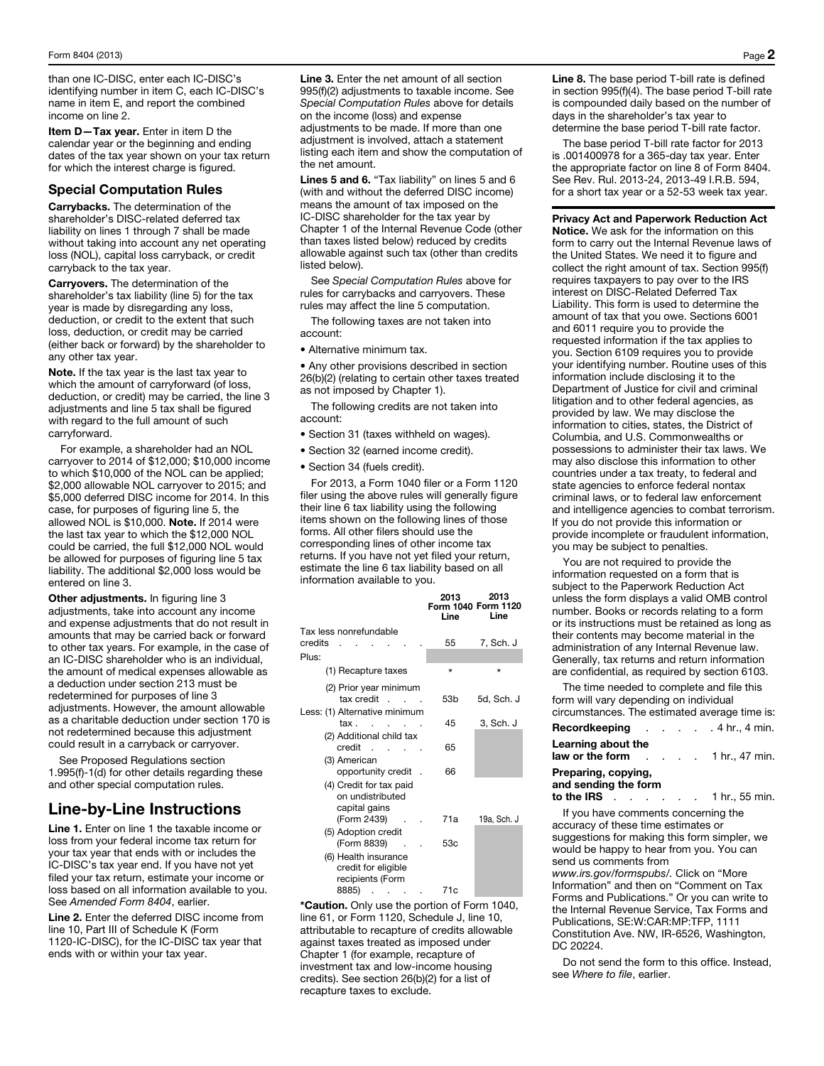than one IC-DISC, enter each IC-DISC's identifying number in item C, each IC-DISC's name in item E, and report the combined income on line 2.

**Item D—Tax year.** Enter in item D the calendar year or the beginning and ending dates of the tax year shown on your tax return for which the interest charge is figured.

### Special Computation Rules

**Carrybacks.** The determination of the shareholder's DISC-related deferred tax liability on lines 1 through 7 shall be made without taking into account any net operating loss (NOL), capital loss carryback, or credit carryback to the tax year.

**Carryovers.** The determination of the shareholder's tax liability (line 5) for the tax year is made by disregarding any loss, deduction, or credit to the extent that such loss, deduction, or credit may be carried (either back or forward) by the shareholder to any other tax year.

**Note.** If the tax year is the last tax year to which the amount of carryforward (of loss, deduction, or credit) may be carried, the line 3 adjustments and line 5 tax shall be figured with regard to the full amount of such carryforward.

For example, a shareholder had an NOL carryover to 2014 of $12,000; $10,000 income to which $10,000 of the NOL can be applied; $2,000 allowable NOL carryover to 2015; and $5,000 deferred DISC income for 2014. In this case, for purposes of figuring line 5, the allowed NOL is $10,000. **Note.** If 2014 were the last tax year to which the $12,000 NOL could be carried, the full $12,000 NOL would be allowed for purposes of figuring line 5 tax liability. The additional $2,000 loss would be entered on line 3.

**Other adjustments.** In figuring line 3 adjustments, take into account any income and expense adjustments that do not result in amounts that may be carried back or forward to other tax years. For example, in the case of an IC-DISC shareholder who is an individual, the amount of medical expenses allowable as a deduction under section 213 must be redetermined for purposes of line 3 adjustments. However, the amount allowable as a charitable deduction under section 170 is not redetermined because this adjustment could result in a carryback or carryover.

See Proposed Regulations section 1.995(f)-1(d) for other details regarding these and other special computation rules.

## Line-by-Line Instructions

**Line 1.** Enter on line 1 the taxable income or loss from your federal income tax return for your tax year that ends with or includes the IC-DISC's tax year end. If you have not yet filed your tax return, estimate your income or loss based on all information available to you. See *Amended Form 8404*, earlier.

**Line 2.** Enter the deferred DISC income from line 10, Part III of Schedule K (Form 1120-IC-DISC), for the IC-DISC tax year that ends with or within your tax year.

**Line 3.** Enter the net amount of all section 995(f)(2) adjustments to taxable income. See *Special Computation Rules* above for details on the income (loss) and expense adjustments to be made. If more than one adjustment is involved, attach a statement listing each item and show the computation of the net amount.

**Lines 5 and 6.** "Tax liability" on lines 5 and 6 (with and without the deferred DISC income) means the amount of tax imposed on the IC-DISC shareholder for the tax year by Chapter 1 of the Internal Revenue Code (other than taxes listed below) reduced by credits allowable against such tax (other than credits listed below).

See *Special Computation Rules* above for rules for carrybacks and carryovers. These rules may affect the line 5 computation.

The following taxes are not taken into account:

- Alternative minimum tax.
- Any other provisions described in section 26(b)(2) (relating to certain other taxes treated as not imposed by Chapter 1).

The following credits are not taken into account:

- Section 31 (taxes withheld on wages).
- Section 32 (earned income credit).
- Section 34 (fuels credit).

For 2013, a Form 1040 filer or a Form 1120 filer using the above rules will generally figure their line 6 tax liability using the following items shown on the following lines of those forms. All other filers should use the corresponding lines of other income tax returns. If you have not yet filed your return, estimate the line 6 tax liability based on all information available to you.

| | 2013 Form 1040 Line | 2013 Form 1120 Line |
|---|---|---|
| Tax less nonrefundable credits | 55 | 7, Sch. J |
| Plus: | | |
| (1) Recapture taxes | * | * |
| (2) Prior year minimum tax credit | 53b | 5d, Sch. J |
| Less: (1) Alternative minimum tax | 45 | 3, Sch. J |
| (2) Additional child tax credit | 65 | |
| (3) American opportunity credit | 66 | |
| (4) Credit for tax paid on undistributed capital gains (Form 2439) | 71a | 19a, Sch. J |
| (5) Adoption credit (Form 8839) | 53c | |
| (6) Health insurance credit for eligible recipients (Form 8885) | 71c | |

***Caution.** Only use the portion of Form 1040, line 61, or Form 1120, Schedule J, line 10, attributable to recapture of credits allowable against taxes treated as imposed under Chapter 1 (for example, recapture of investment tax and low-income housing credits). See section 26(b)(2) for a list of recapture taxes to exclude.

**Line 8.** The base period T-bill rate is defined in section 995(f)(4). The base period T-bill rate is compounded daily based on the number of days in the shareholder's tax year to determine the base period T-bill rate factor.

The base period T-bill rate factor for 2013 is .001400978 for a 365-day tax year. Enter the appropriate factor on line 8 of Form 8404. See Rev. Rul. 2013-24, 2013-49 I.R.B. 594, for a short tax year or a 52-53 week tax year.

**Privacy Act and Paperwork Reduction Act Notice.** We ask for the information on this form to carry out the Internal Revenue laws of the United States. We need it to figure and collect the right amount of tax. Section 995(f) requires taxpayers to pay over to the IRS interest on DISC-Related Deferred Tax Liability. This form is used to determine the amount of tax that you owe. Sections 6001 and 6011 require you to provide the requested information if the tax applies to you. Section 6109 requires you to provide your identifying number. Routine uses of this information include disclosing it to the Department of Justice for civil and criminal litigation and to other federal agencies, as provided by law. We may disclose the information to cities, states, the District of Columbia, and U.S. Commonwealths or possessions to administer their tax laws. We may also disclose this information to other countries under a tax treaty, to federal and state agencies to enforce federal nontax criminal laws, or to federal law enforcement and intelligence agencies to combat terrorism. If you do not provide this information or provide incomplete or fraudulent information, you may be subject to penalties.

You are not required to provide the information requested on a form that is subject to the Paperwork Reduction Act unless the form displays a valid OMB control number. Books or records relating to a form or its instructions must be retained as long as their contents may become material in the administration of any Internal Revenue law. Generally, tax returns and return information are confidential, as required by section 6103.

The time needed to complete and file this form will vary depending on individual circumstances. The estimated average time is:

**Recordkeeping** . . . . . . 4 hr., 4 min.

**Learning about the law or the form** . . . . 1 hr., 47 min.

**Preparing, copying, and sending the form to the IRS** . . . . . . . 1 hr., 55 min.

If you have comments concerning the accuracy of these time estimates or suggestions for making this form simpler, we would be happy to hear from you. You can send us comments from *www.irs.gov/formspubs/*. Click on "More Information" and then on "Comment on Tax Forms and Publications." Or you can write to the Internal Revenue Service, Tax Forms and Publications, SE:W:CAR:MP:TFP, 1111 Constitution Ave. NW, IR-6526, Washington, DC 20224.

Do not send the form to this office. Instead, see *Where to file*, earlier.